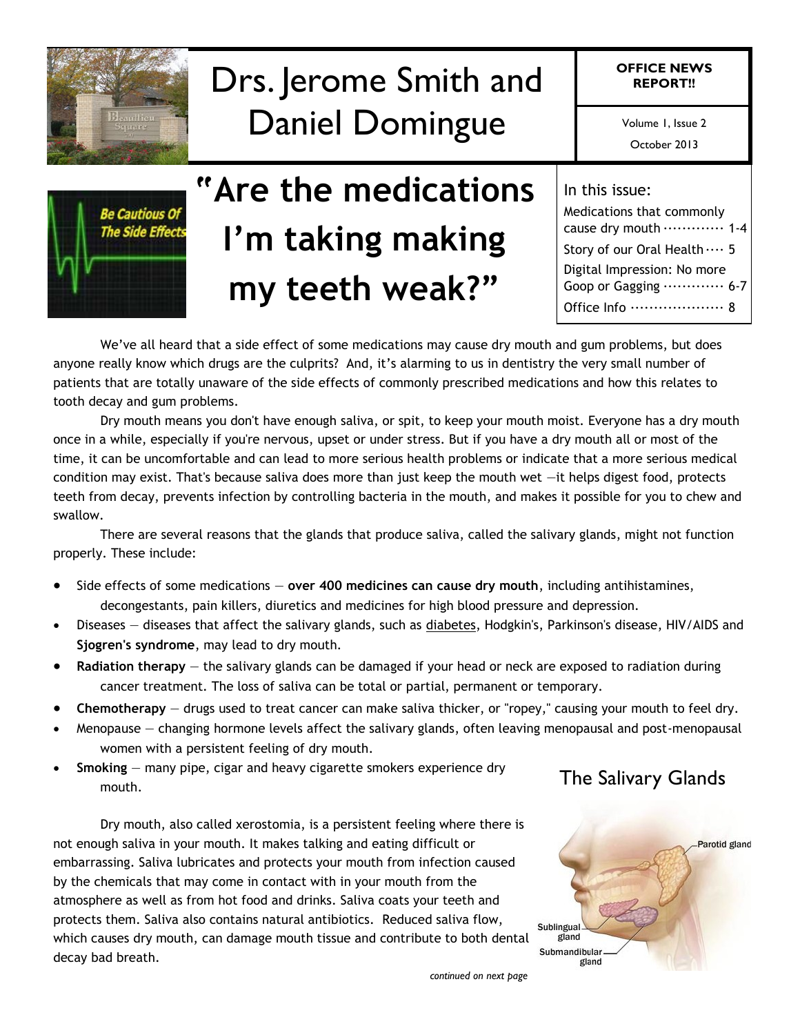# Drs. Jerome Smith and Daniel Domingue

**OFFICE NEWS REPORT!!**

Volume 1, Issue 2
October 2013

## "Are the medications I'm taking making my teeth weak?"

In this issue:

- Medications that commonly cause dry mouth ............ 1-4
- Story of our Oral Health .... 5
- Digital Impression: No more Goop or Gagging ............ 6-7
- Office Info .................... 8

We've all heard that a side effect of some medications may cause dry mouth and gum problems, but does anyone really know which drugs are the culprits? And, it's alarming to us in dentistry the very small number of patients that are totally unaware of the side effects of commonly prescribed medications and how this relates to tooth decay and gum problems.

Dry mouth means you don't have enough saliva, or spit, to keep your mouth moist. Everyone has a dry mouth once in a while, especially if you're nervous, upset or under stress. But if you have a dry mouth all or most of the time, it can be uncomfortable and can lead to more serious health problems or indicate that a more serious medical condition may exist. That's because saliva does more than just keep the mouth wet —it helps digest food, protects teeth from decay, prevents infection by controlling bacteria in the mouth, and makes it possible for you to chew and swallow.

There are several reasons that the glands that produce saliva, called the salivary glands, might not function properly. These include:

- Side effects of some medications — **over 400 medicines can cause dry mouth**, including antihistamines, decongestants, pain killers, diuretics and medicines for high blood pressure and depression.
- Diseases — diseases that affect the salivary glands, such as diabetes, Hodgkin's, Parkinson's disease, HIV/AIDS and **Sjogren's syndrome**, may lead to dry mouth.
- **Radiation therapy** — the salivary glands can be damaged if your head or neck are exposed to radiation during cancer treatment. The loss of saliva can be total or partial, permanent or temporary.
- **Chemotherapy** — drugs used to treat cancer can make saliva thicker, or "ropey," causing your mouth to feel dry.
- Menopause — changing hormone levels affect the salivary glands, often leaving menopausal and post-menopausal women with a persistent feeling of dry mouth.
- **Smoking** — many pipe, cigar and heavy cigarette smokers experience dry mouth.

Dry mouth, also called xerostomia, is a persistent feeling where there is not enough saliva in your mouth. It makes talking and eating difficult or embarrassing. Saliva lubricates and protects your mouth from infection caused by the chemicals that may come in contact with in your mouth from the atmosphere as well as from hot food and drinks. Saliva coats your teeth and protects them. Saliva also contains natural antibiotics. Reduced saliva flow, which causes dry mouth, can damage mouth tissue and contribute to both dental decay bad breath.

The Salivary Glands

*continued on next page*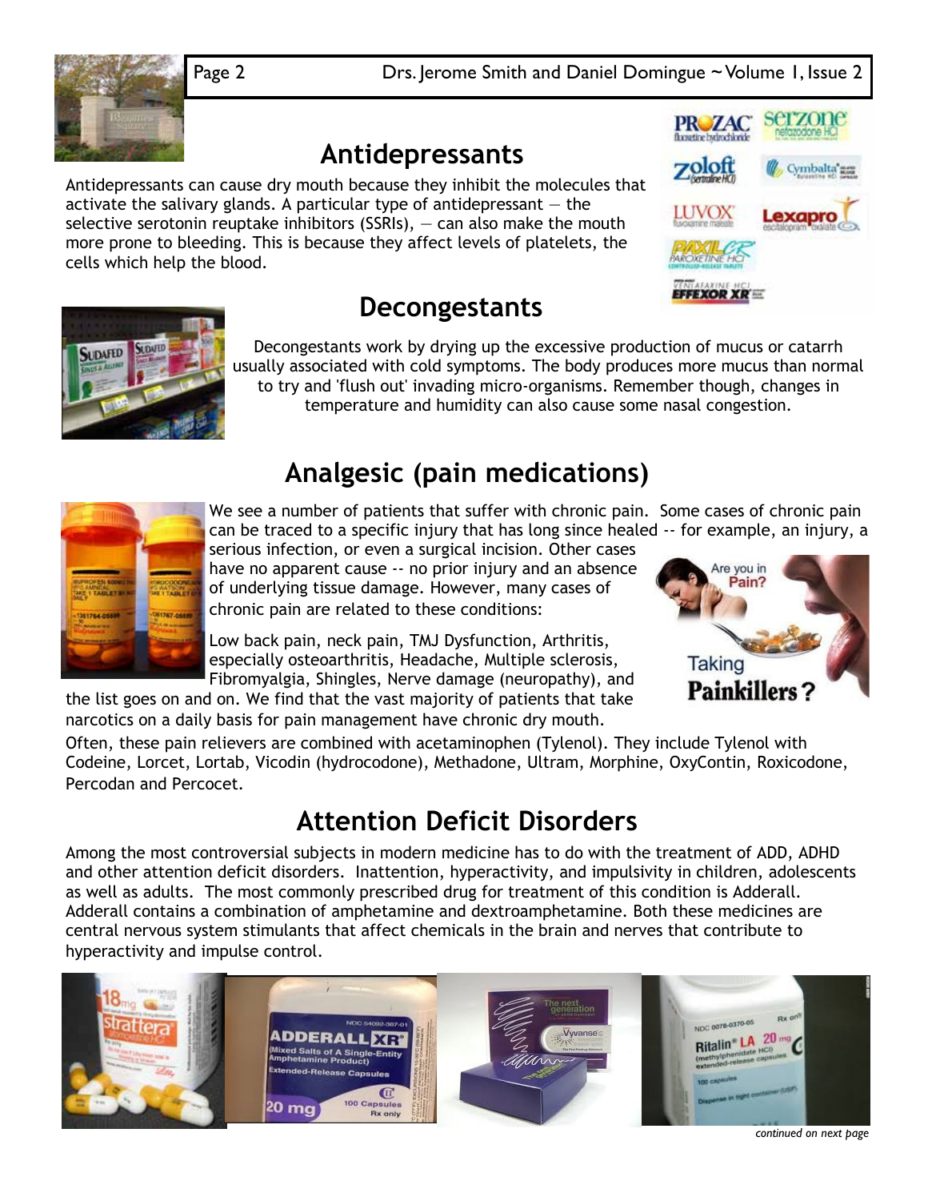## Antidepressants

Antidepressants can cause dry mouth because they inhibit the molecules that activate the salivary glands. A particular type of antidepressant — the selective serotonin reuptake inhibitors (SSRIs), — can also make the mouth more prone to bleeding. This is because they affect levels of platelets, the cells which help the blood.

## Decongestants

Decongestants work by drying up the excessive production of mucus or catarrh usually associated with cold symptoms. The body produces more mucus than normal to try and 'flush out' invading micro-organisms. Remember though, changes in temperature and humidity can also cause some nasal congestion.

## Analgesic (pain medications)

We see a number of patients that suffer with chronic pain. Some cases of chronic pain can be traced to a specific injury that has long since healed -- for example, an injury, a serious infection, or even a surgical incision. Other cases have no apparent cause -- no prior injury and an absence of underlying tissue damage. However, many cases of chronic pain are related to these conditions:

Low back pain, neck pain, TMJ Dysfunction, Arthritis, especially osteoarthritis, Headache, Multiple sclerosis, Fibromyalgia, Shingles, Nerve damage (neuropathy), and the list goes on and on. We find that the vast majority of patients that take narcotics on a daily basis for pain management have chronic dry mouth.

Often, these pain relievers are combined with acetaminophen (Tylenol). They include Tylenol with Codeine, Lorcet, Lortab, Vicodin (hydrocodone), Methadone, Ultram, Morphine, OxyContin, Roxicodone, Percodan and Percocet.

## Attention Deficit Disorders

Among the most controversial subjects in modern medicine has to do with the treatment of ADD, ADHD and other attention deficit disorders. Inattention, hyperactivity, and impulsivity in children, adolescents as well as adults. The most commonly prescribed drug for treatment of this condition is Adderall. Adderall contains a combination of amphetamine and dextroamphetamine. Both these medicines are central nervous system stimulants that affect chemicals in the brain and nerves that contribute to hyperactivity and impulse control.

*continued on next page*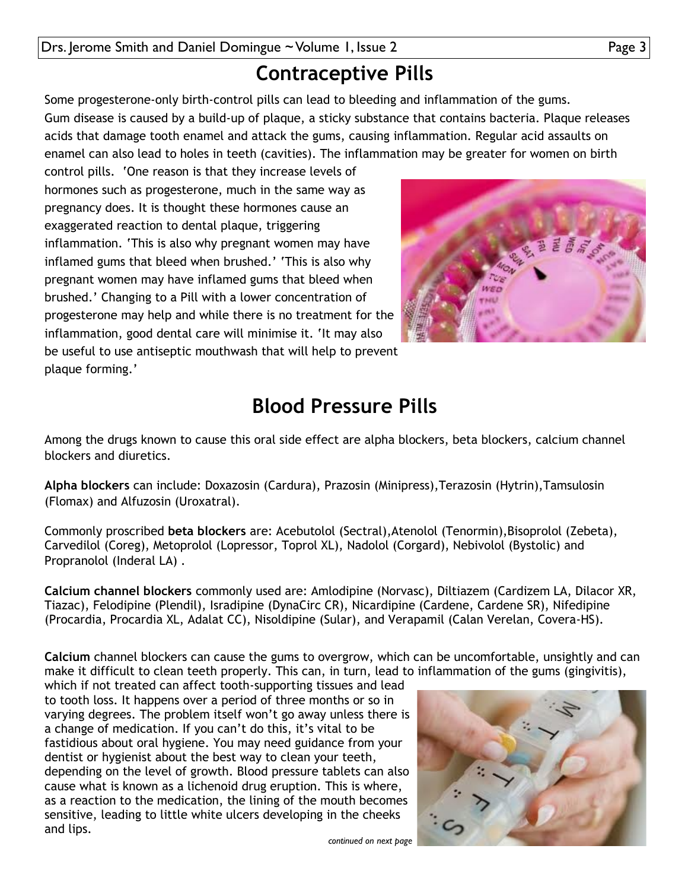# Contraceptive Pills

Some progesterone-only birth-control pills can lead to bleeding and inflammation of the gums. Gum disease is caused by a build-up of plaque, a sticky substance that contains bacteria. Plaque releases acids that damage tooth enamel and attack the gums, causing inflammation. Regular acid assaults on enamel can also lead to holes in teeth (cavities). The inflammation may be greater for women on birth control pills. 'One reason is that they increase levels of hormones such as progesterone, much in the same way as pregnancy does. It is thought these hormones cause an exaggerated reaction to dental plaque, triggering inflammation. 'This is also why pregnant women may have inflamed gums that bleed when brushed.' 'This is also why pregnant women may have inflamed gums that bleed when brushed.' Changing to a Pill with a lower concentration of progesterone may help and while there is no treatment for the inflammation, good dental care will minimise it. 'It may also be useful to use antiseptic mouthwash that will help to prevent plaque forming.'

# Blood Pressure Pills

Among the drugs known to cause this oral side effect are alpha blockers, beta blockers, calcium channel blockers and diuretics.

**Alpha blockers** can include: Doxazosin (Cardura), Prazosin (Minipress),Terazosin (Hytrin),Tamsulosin (Flomax) and Alfuzosin (Uroxatral).

Commonly proscribed **beta blockers** are: Acebutolol (Sectral),Atenolol (Tenormin),Bisoprolol (Zebeta), Carvedilol (Coreg), Metoprolol (Lopressor, Toprol XL), Nadolol (Corgard), Nebivolol (Bystolic) and Propranolol (Inderal LA) .

**Calcium channel blockers** commonly used are: Amlodipine (Norvasc), Diltiazem (Cardizem LA, Dilacor XR, Tiazac), Felodipine (Plendil), Isradipine (DynaCirc CR), Nicardipine (Cardene, Cardene SR), Nifedipine (Procardia, Procardia XL, Adalat CC), Nisoldipine (Sular), and Verapamil (Calan Verelan, Covera-HS).

**Calcium** channel blockers can cause the gums to overgrow, which can be uncomfortable, unsightly and can make it difficult to clean teeth properly. This can, in turn, lead to inflammation of the gums (gingivitis), which if not treated can affect tooth-supporting tissues and lead to tooth loss. It happens over a period of three months or so in varying degrees. The problem itself won't go away unless there is a change of medication. If you can't do this, it's vital to be fastidious about oral hygiene. You may need guidance from your dentist or hygienist about the best way to clean your teeth, depending on the level of growth. Blood pressure tablets can also cause what is known as a lichenoid drug eruption. This is where, as a reaction to the medication, the lining of the mouth becomes sensitive, leading to little white ulcers developing in the cheeks and lips.

*continued on next page*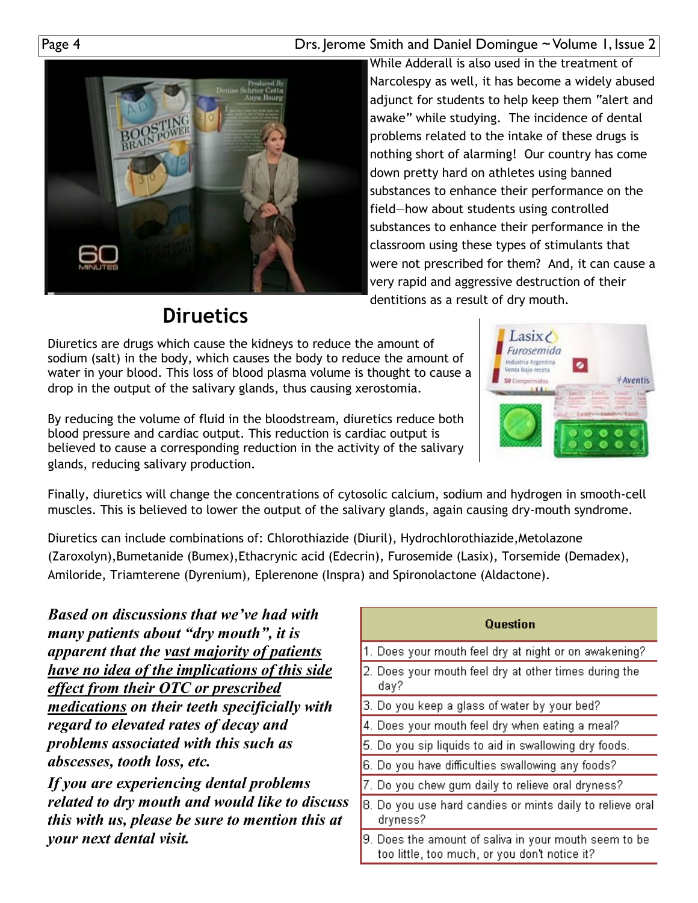While Adderall is also used in the treatment of Narcolespy as well, it has become a widely abused adjunct for students to help keep them "alert and awake" while studying. The incidence of dental problems related to the intake of these drugs is nothing short of alarming! Our country has come down pretty hard on athletes using banned substances to enhance their performance on the field—how about students using controlled substances to enhance their performance in the classroom using these types of stimulants that were not prescribed for them? And, it can cause a very rapid and aggressive destruction of their dentitions as a result of dry mouth.

## Diruetics

Diuretics are drugs which cause the kidneys to reduce the amount of sodium (salt) in the body, which causes the body to reduce the amount of water in your blood. This loss of blood plasma volume is thought to cause a drop in the output of the salivary glands, thus causing xerostomia.

By reducing the volume of fluid in the bloodstream, diuretics reduce both blood pressure and cardiac output. This reduction is cardiac output is believed to cause a corresponding reduction in the activity of the salivary glands, reducing salivary production.

Finally, diuretics will change the concentrations of cytosolic calcium, sodium and hydrogen in smooth-cell muscles. This is believed to lower the output of the salivary glands, again causing dry-mouth syndrome.

Diuretics can include combinations of: Chlorothiazide (Diuril), Hydrochlorothiazide,Metolazone (Zaroxolyn),Bumetanide (Bumex),Ethacrynic acid (Edecrin), Furosemide (Lasix), Torsemide (Demadex), Amiloride, Triamterene (Dyrenium), Eplerenone (Inspra) and Spironolactone (Aldactone).

***Based on discussions that we've had with many patients about "dry mouth", it is apparent that the vast majority of patients have no idea of the implications of this side effect from their OTC or prescribed medications on their teeth specificially with regard to elevated rates of decay and problems associated with this such as abscesses, tooth loss, etc.***

***If you are experiencing dental problems related to dry mouth and would like to discuss this with us, please be sure to mention this at your next dental visit.***

| Question |
|---|
| 1. Does your mouth feel dry at night or on awakening? |
| 2. Does your mouth feel dry at other times during the day? |
| 3. Do you keep a glass of water by your bed? |
| 4. Does your mouth feel dry when eating a meal? |
| 5. Do you sip liquids to aid in swallowing dry foods. |
| 6. Do you have difficulties swallowing any foods? |
| 7. Do you chew gum daily to relieve oral dryness? |
| 8. Do you use hard candies or mints daily to relieve oral dryness? |
| 9. Does the amount of saliva in your mouth seem to be too little, too much, or you don't notice it? |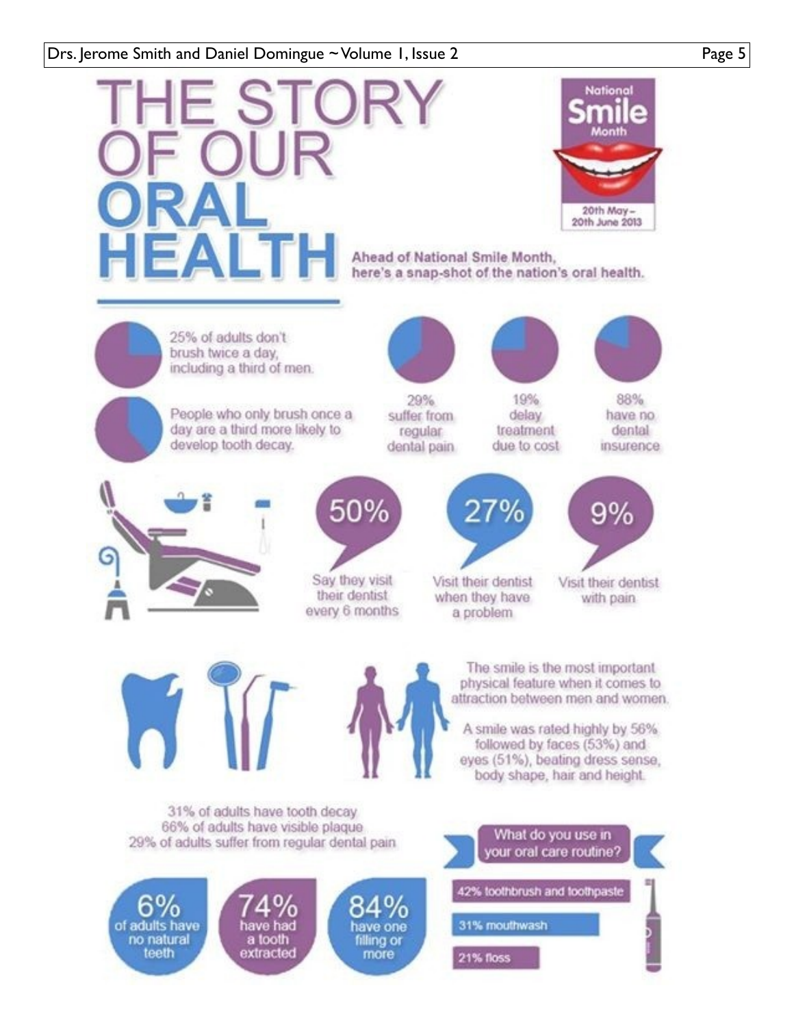# THE STORY OF OUR ORAL HEALTH

**National Smile Month**

20th May – 20th June 2013

**Ahead of National Smile Month, here's a snap-shot of the nation's oral health.**

25% of adults don't brush twice a day, including a third of men.

People who only brush once a day are a third more likely to develop tooth decay.

29% suffer from regular dental pain

19% delay treatment due to cost

88% have no dental insurence

**50%** Say they visit their dentist every 6 months

**27%** Visit their dentist when they have a problem

**9%** Visit their dentist with pain

The smile is the most important physical feature when it comes to attraction between men and women.

A smile was rated highly by 56% followed by faces (53%) and eyes (51%), beating dress sense, body shape, hair and height.

31% of adults have tooth decay
66% of adults have visible plaque
29% of adults suffer from regular dental pain

**6%** of adults have no natural teeth

**74%** have had a tooth extracted

**84%** have one filling or more

What do you use in your oral care routine?

- 42% toothbrush and toothpaste
- 31% mouthwash
- 21% floss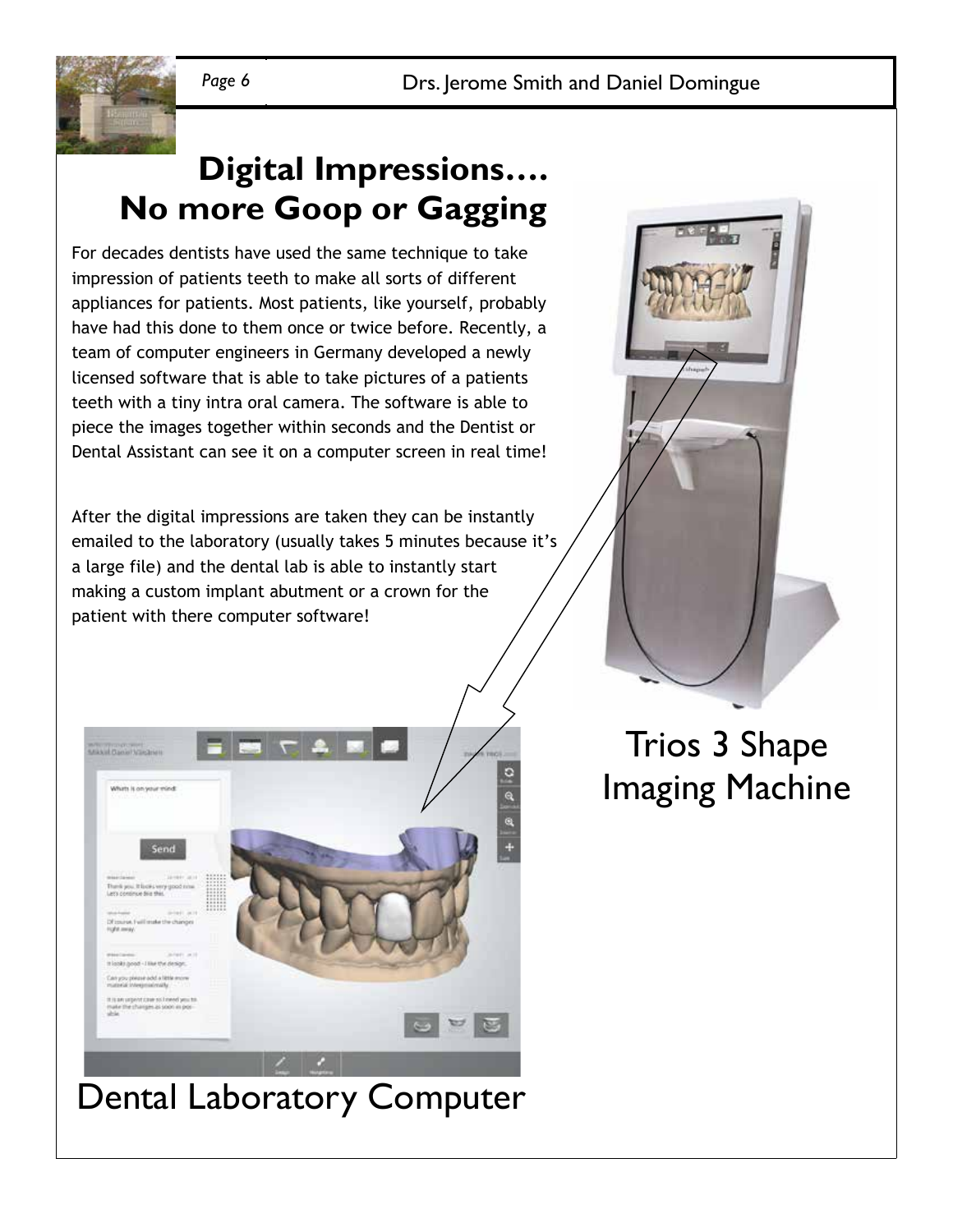# Digital Impressions…. No more Goop or Gagging

For decades dentists have used the same technique to take impression of patients teeth to make all sorts of different appliances for patients. Most patients, like yourself, probably have had this done to them once or twice before. Recently, a team of computer engineers in Germany developed a newly licensed software that is able to take pictures of a patients teeth with a tiny intra oral camera. The software is able to piece the images together within seconds and the Dentist or Dental Assistant can see it on a computer screen in real time!

After the digital impressions are taken they can be instantly emailed to the laboratory (usually takes 5 minutes because it's a large file) and the dental lab is able to instantly start making a custom implant abutment or a crown for the patient with there computer software!

Trios 3 Shape Imaging Machine

Dental Laboratory Computer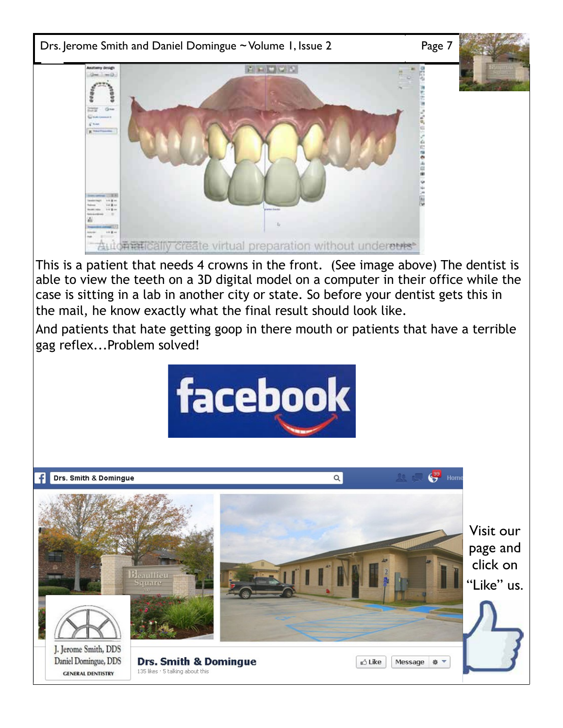This is a patient that needs 4 crowns in the front. (See image above) The dentist is able to view the teeth on a 3D digital model on a computer in their office while the case is sitting in a lab in another city or state. So before your dentist gets this in the mail, he know exactly what the final result should look like.

And patients that hate getting goop in there mouth or patients that have a terrible gag reflex...Problem solved!

Visit our page and click on "Like" us.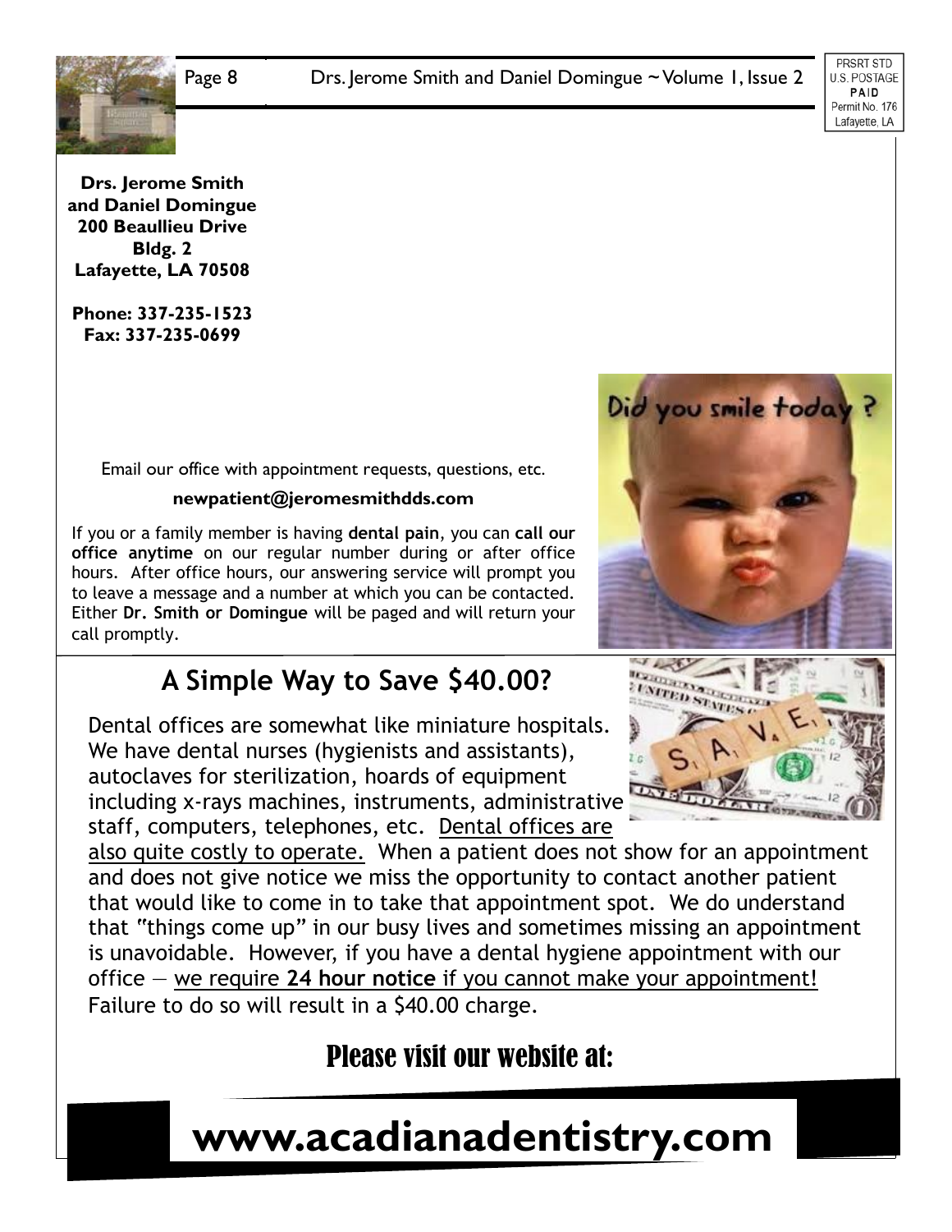**Drs. Jerome Smith and Daniel Domingue**
**200 Beaullieu Drive**
**Bldg. 2**
**Lafayette, LA 70508**

**Phone: 337-235-1523**
**Fax: 337-235-0699**

PRSRT STD
U.S. POSTAGE
PAID
Permit No. 176
Lafayette, LA

Email our office with appointment requests, questions, etc.

**newpatient@jeromesmithdds.com**

If you or a family member is having **dental pain**, you can **call our office anytime** on our regular number during or after office hours. After office hours, our answering service will prompt you to leave a message and a number at which you can be contacted. Either **Dr. Smith or Domingue** will be paged and will return your call promptly.

## A Simple Way to Save $40.00?

Dental offices are somewhat like miniature hospitals. We have dental nurses (hygienists and assistants), autoclaves for sterilization, hoards of equipment including x-rays machines, instruments, administrative staff, computers, telephones, etc. Dental offices are also quite costly to operate. When a patient does not show for an appointment and does not give notice we miss the opportunity to contact another patient that would like to come in to take that appointment spot. We do understand that "things come up" in our busy lives and sometimes missing an appointment is unavoidable. However, if you have a dental hygiene appointment with our office — we require **24 hour notice** if you cannot make your appointment! Failure to do so will result in a $40.00 charge.

Please visit our website at:

# www.acadianadentistry.com